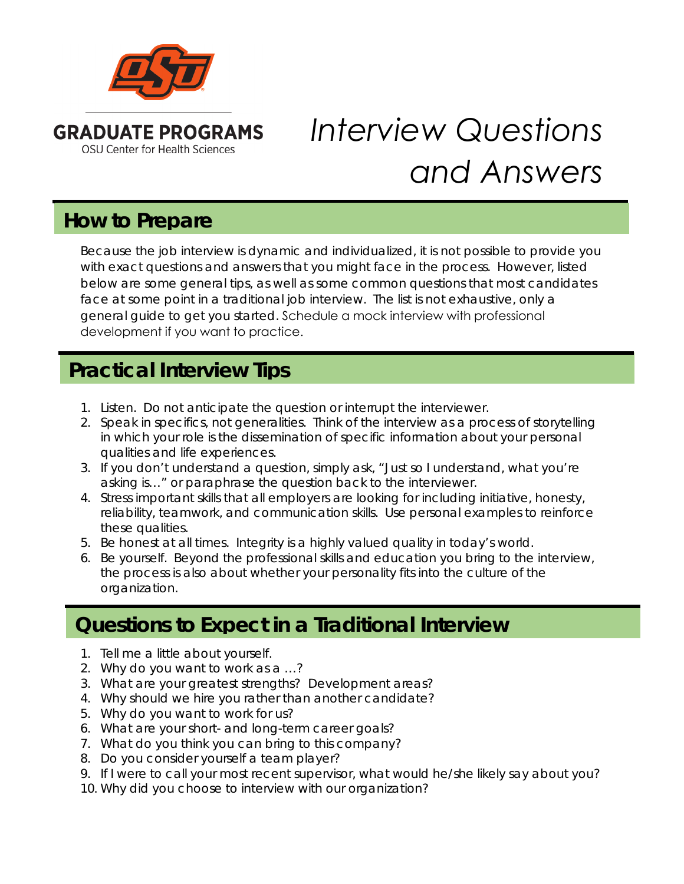GRADUATE PROGRAMS
OSU Center for Health Sciences

# Interview Questions and Answers

## How to Prepare

Because the job interview is dynamic and individualized, it is not possible to provide you with exact questions and answers that you might face in the process. However, listed below are some general tips, as well as some common questions that most candidates face at some point in a traditional job interview. The list is not exhaustive, only a general guide to get you started. Schedule a mock interview with professional development if you want to practice.

## Practical Interview Tips

1. Listen. Do not anticipate the question or interrupt the interviewer.
2. Speak in specifics, not generalities. Think of the interview as a process of storytelling in which your role is the dissemination of specific information about your personal qualities and life experiences.
3. If you don't understand a question, simply ask, "Just so I understand, what you're asking is…" or paraphrase the question back to the interviewer.
4. Stress important skills that all employers are looking for including initiative, honesty, reliability, teamwork, and communication skills. Use personal examples to reinforce these qualities.
5. Be honest at all times. Integrity is a highly valued quality in today's world.
6. Be yourself. Beyond the professional skills and education you bring to the interview, the process is also about whether your personality fits into the culture of the organization.

## Questions to Expect in a Traditional Interview

1. Tell me a little about yourself.
2. Why do you want to work as a …?
3. What are your greatest strengths? Development areas?
4. Why should we hire you rather than another candidate?
5. Why do you want to work for us?
6. What are your short- and long-term career goals?
7. What do you think you can bring to this company?
8. Do you consider yourself a team player?
9. If I were to call your most recent supervisor, what would he/she likely say about you?
10. Why did you choose to interview with our organization?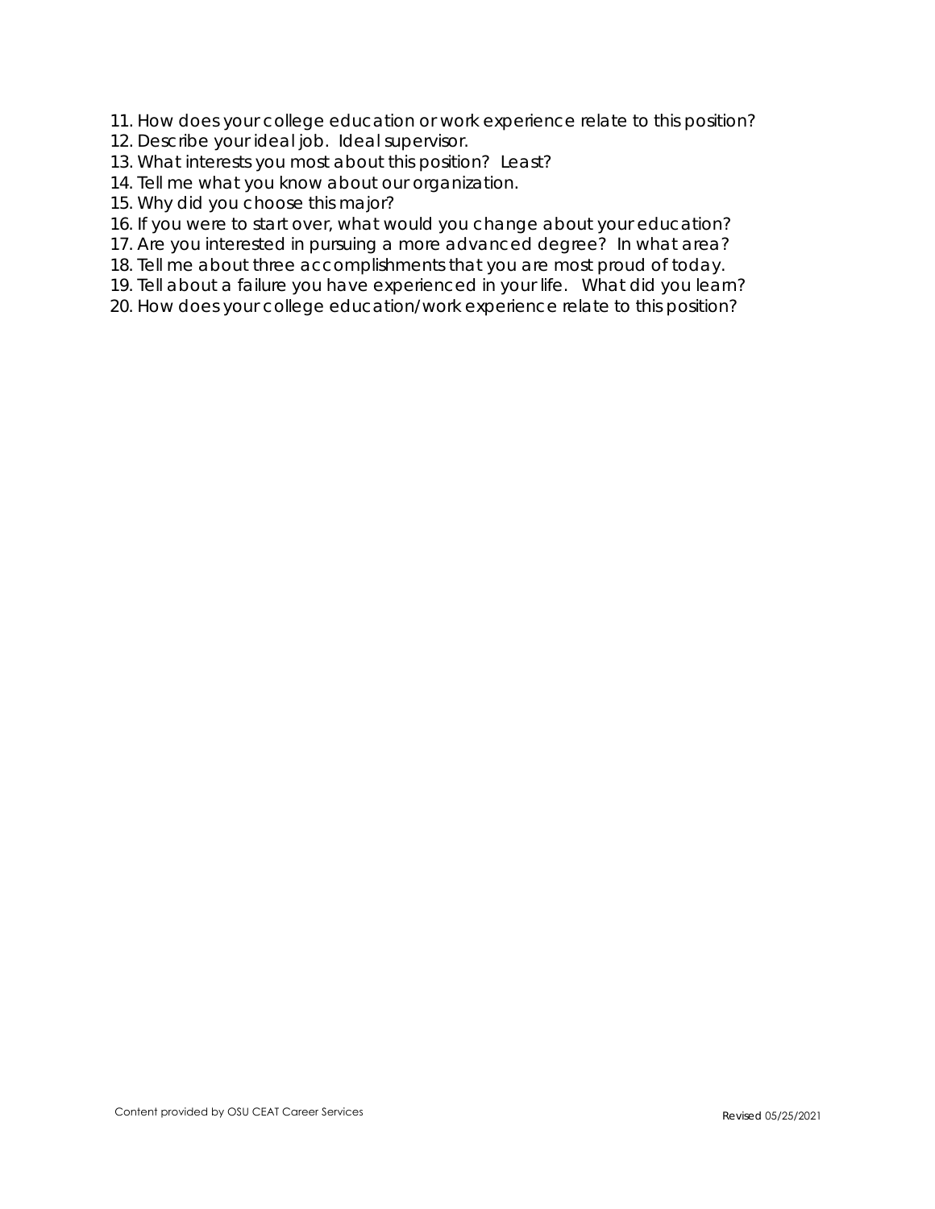11. How does your college education or work experience relate to this position?
12. Describe your ideal job. Ideal supervisor.
13. What interests you most about this position? Least?
14. Tell me what you know about our organization.
15. Why did you choose this major?
16. If you were to start over, what would you change about your education?
17. Are you interested in pursuing a more advanced degree? In what area?
18. Tell me about three accomplishments that you are most proud of today.
19. Tell about a failure you have experienced in your life. What did you learn?
20. How does your college education/work experience relate to this position?